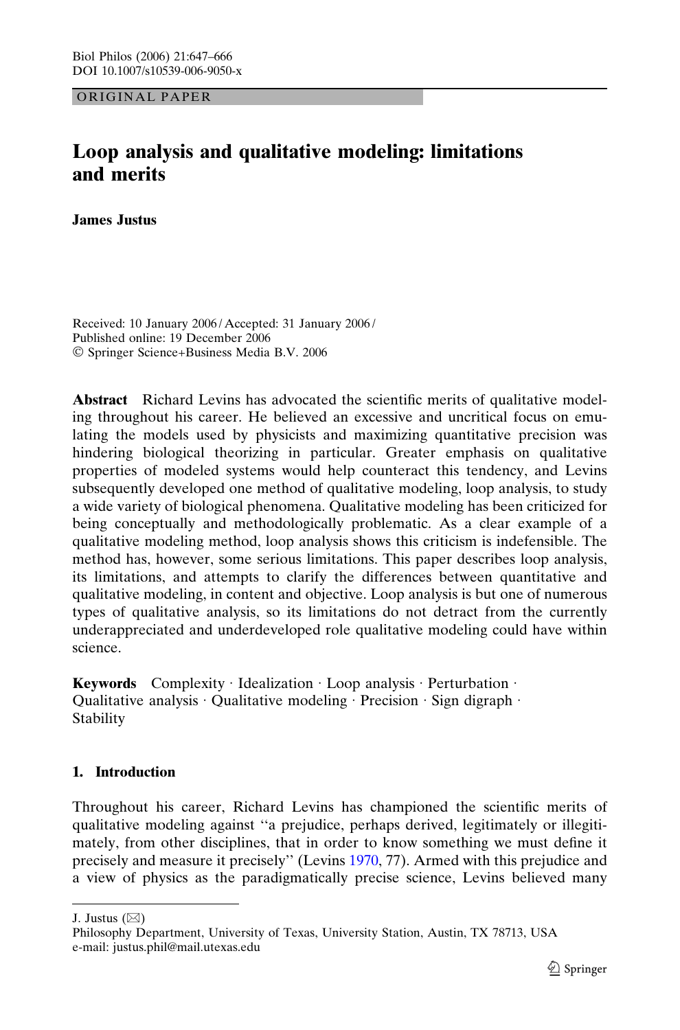ORIGINAL PAPER

# Loop analysis and qualitative modeling: limitations and merits

**James Justus**

Received: 10 January 2006 / Accepted: 31 January 2006 / Published online: 19 December 2006
© Springer Science+Business Media B.V. 2006

**Abstract** Richard Levins has advocated the scientific merits of qualitative modeling throughout his career. He believed an excessive and uncritical focus on emulating the models used by physicists and maximizing quantitative precision was hindering biological theorizing in particular. Greater emphasis on qualitative properties of modeled systems would help counteract this tendency, and Levins subsequently developed one method of qualitative modeling, loop analysis, to study a wide variety of biological phenomena. Qualitative modeling has been criticized for being conceptually and methodologically problematic. As a clear example of a qualitative modeling method, loop analysis shows this criticism is indefensible. The method has, however, some serious limitations. This paper describes loop analysis, its limitations, and attempts to clarify the differences between quantitative and qualitative modeling, in content and objective. Loop analysis is but one of numerous types of qualitative analysis, so its limitations do not detract from the currently underappreciated and underdeveloped role qualitative modeling could have within science.

**Keywords** Complexity · Idealization · Loop analysis · Perturbation · Qualitative analysis · Qualitative modeling · Precision · Sign digraph · Stability

## 1. Introduction

Throughout his career, Richard Levins has championed the scientific merits of qualitative modeling against "a prejudice, perhaps derived, legitimately or illegitimately, from other disciplines, that in order to know something we must define it precisely and measure it precisely" (Levins 1970, 77). Armed with this prejudice and a view of physics as the paradigmatically precise science, Levins believed many

J. Justus (✉)
Philosophy Department, University of Texas, University Station, Austin, TX 78713, USA
e-mail: justus.phil@mail.utexas.edu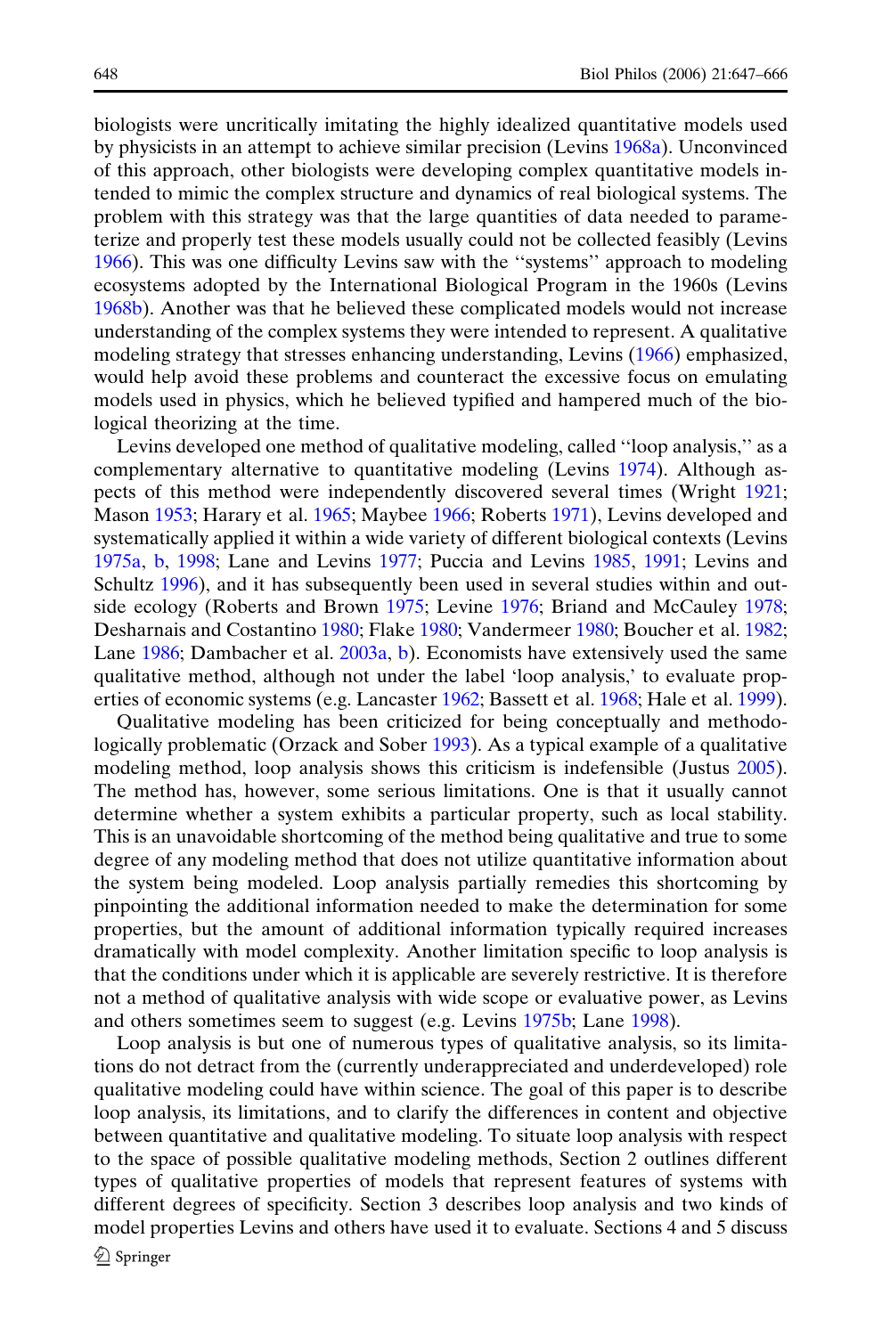biologists were uncritically imitating the highly idealized quantitative models used by physicists in an attempt to achieve similar precision (Levins 1968a). Unconvinced of this approach, other biologists were developing complex quantitative models intended to mimic the complex structure and dynamics of real biological systems. The problem with this strategy was that the large quantities of data needed to parameterize and properly test these models usually could not be collected feasibly (Levins 1966). This was one difficulty Levins saw with the ''systems'' approach to modeling ecosystems adopted by the International Biological Program in the 1960s (Levins 1968b). Another was that he believed these complicated models would not increase understanding of the complex systems they were intended to represent. A qualitative modeling strategy that stresses enhancing understanding, Levins (1966) emphasized, would help avoid these problems and counteract the excessive focus on emulating models used in physics, which he believed typified and hampered much of the biological theorizing at the time.

Levins developed one method of qualitative modeling, called ''loop analysis,'' as a complementary alternative to quantitative modeling (Levins 1974). Although aspects of this method were independently discovered several times (Wright 1921; Mason 1953; Harary et al. 1965; Maybee 1966; Roberts 1971), Levins developed and systematically applied it within a wide variety of different biological contexts (Levins 1975a, b, 1998; Lane and Levins 1977; Puccia and Levins 1985, 1991; Levins and Schultz 1996), and it has subsequently been used in several studies within and outside ecology (Roberts and Brown 1975; Levine 1976; Briand and McCauley 1978; Desharnais and Costantino 1980; Flake 1980; Vandermeer 1980; Boucher et al. 1982; Lane 1986; Dambacher et al. 2003a, b). Economists have extensively used the same qualitative method, although not under the label 'loop analysis,' to evaluate properties of economic systems (e.g. Lancaster 1962; Bassett et al. 1968; Hale et al. 1999).

Qualitative modeling has been criticized for being conceptually and methodologically problematic (Orzack and Sober 1993). As a typical example of a qualitative modeling method, loop analysis shows this criticism is indefensible (Justus 2005). The method has, however, some serious limitations. One is that it usually cannot determine whether a system exhibits a particular property, such as local stability. This is an unavoidable shortcoming of the method being qualitative and true to some degree of any modeling method that does not utilize quantitative information about the system being modeled. Loop analysis partially remedies this shortcoming by pinpointing the additional information needed to make the determination for some properties, but the amount of additional information typically required increases dramatically with model complexity. Another limitation specific to loop analysis is that the conditions under which it is applicable are severely restrictive. It is therefore not a method of qualitative analysis with wide scope or evaluative power, as Levins and others sometimes seem to suggest (e.g. Levins 1975b; Lane 1998).

Loop analysis is but one of numerous types of qualitative analysis, so its limitations do not detract from the (currently underappreciated and underdeveloped) role qualitative modeling could have within science. The goal of this paper is to describe loop analysis, its limitations, and to clarify the differences in content and objective between quantitative and qualitative modeling. To situate loop analysis with respect to the space of possible qualitative modeling methods, Section 2 outlines different types of qualitative properties of models that represent features of systems with different degrees of specificity. Section 3 describes loop analysis and two kinds of model properties Levins and others have used it to evaluate. Sections 4 and 5 discuss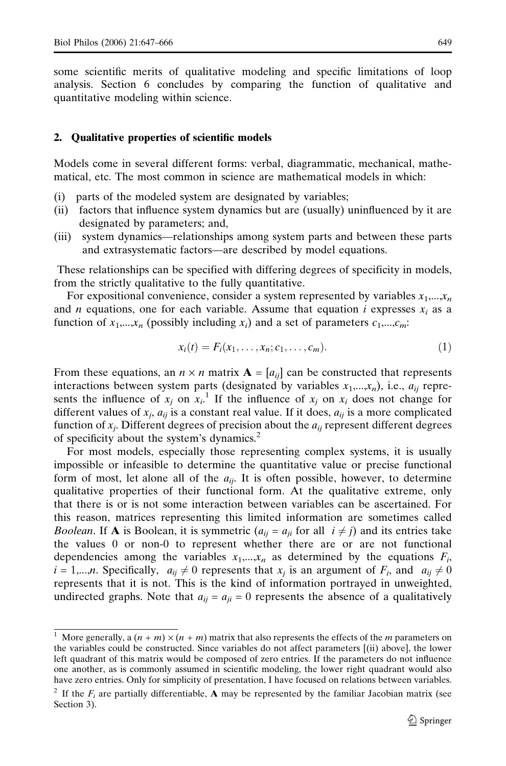some scientific merits of qualitative modeling and specific limitations of loop analysis. Section 6 concludes by comparing the function of qualitative and quantitative modeling within science.

## 2. Qualitative properties of scientific models

Models come in several different forms: verbal, diagrammatic, mechanical, mathematical, etc. The most common in science are mathematical models in which:

(i) parts of the modeled system are designated by variables;
(ii) factors that influence system dynamics but are (usually) uninfluenced by it are designated by parameters; and,
(iii) system dynamics—relationships among system parts and between these parts and extrasystematic factors—are described by model equations.

These relationships can be specified with differing degrees of specificity in models, from the strictly qualitative to the fully quantitative.

For expositional convenience, consider a system represented by variables $x_1,...,x_n$ and $n$ equations, one for each variable. Assume that equation $i$ expresses $x_i$ as a function of $x_1,...,x_n$ (possibly including $x_i$) and a set of parameters $c_1,...,c_m$:

$$x_i(t) = F_i(x_1, \ldots, x_n; c_1, \ldots, c_m). \tag{1}$$

From these equations, an $n \times n$ matrix $\mathbf{A} = [a_{ij}]$ can be constructed that represents interactions between system parts (designated by variables $x_1,...,x_n$), i.e., $a_{ij}$ represents the influence of $x_j$ on $x_i$.[1] If the influence of $x_j$ on $x_i$ does not change for different values of $x_j$, $a_{ij}$ is a constant real value. If it does, $a_{ij}$ is a more complicated function of $x_j$. Different degrees of precision about the $a_{ij}$ represent different degrees of specificity about the system's dynamics.[2]

For most models, especially those representing complex systems, it is usually impossible or infeasible to determine the quantitative value or precise functional form of most, let alone all of the $a_{ij}$. It is often possible, however, to determine qualitative properties of their functional form. At the qualitative extreme, only that there is or is not some interaction between variables can be ascertained. For this reason, matrices representing this limited information are sometimes called *Boolean*. If $\mathbf{A}$ is Boolean, it is symmetric ($a_{ij} = a_{ji}$ for all $i \neq j$) and its entries take the values 0 or non-0 to represent whether there are or are not functional dependencies among the variables $x_1,...,x_n$ as determined by the equations $F_i$, $i = 1,...,n$. Specifically, $a_{ij} \neq 0$ represents that $x_j$ is an argument of $F_i$, and $a_{ij} \neq 0$ represents that it is not. This is the kind of information portrayed in unweighted, undirected graphs. Note that $a_{ij} = a_{ji} = 0$ represents the absence of a qualitatively

---

[1] More generally, a $(n + m) \times (n + m)$ matrix that also represents the effects of the $m$ parameters on the variables could be constructed. Since variables do not affect parameters [(ii) above], the lower left quadrant of this matrix would be composed of zero entries. If the parameters do not influence one another, as is commonly assumed in scientific modeling, the lower right quadrant would also have zero entries. Only for simplicity of presentation, I have focused on relations between variables.

[2] If the $F_i$ are partially differentiable, $\mathbf{A}$ may be represented by the familiar Jacobian matrix (see Section 3).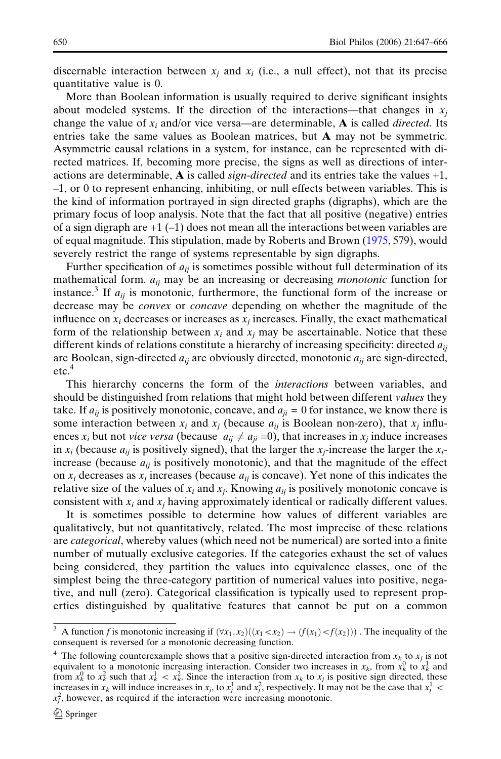discernable interaction between $x_j$ and $x_i$ (i.e., a null effect), not that its precise quantitative value is 0.

More than Boolean information is usually required to derive significant insights about modeled systems. If the direction of the interactions—that changes in $x_j$ change the value of $x_i$ and/or vice versa—are determinable, **A** is called *directed*. Its entries take the same values as Boolean matrices, but **A** may not be symmetric. Asymmetric causal relations in a system, for instance, can be represented with directed matrices. If, becoming more precise, the signs as well as directions of interactions are determinable, **A** is called *sign-directed* and its entries take the values +1, –1, or 0 to represent enhancing, inhibiting, or null effects between variables. This is the kind of information portrayed in sign directed graphs (digraphs), which are the primary focus of loop analysis. Note that the fact that all positive (negative) entries of a sign digraph are +1 (–1) does not mean all the interactions between variables are of equal magnitude. This stipulation, made by Roberts and Brown (1975, 579), would severely restrict the range of systems representable by sign digraphs.

Further specification of $a_{ij}$ is sometimes possible without full determination of its mathematical form. $a_{ij}$ may be an increasing or decreasing *monotonic* function for instance.[3] If $a_{ij}$ is monotonic, furthermore, the functional form of the increase or decrease may be *convex* or *concave* depending on whether the magnitude of the influence on $x_i$ decreases or increases as $x_j$ increases. Finally, the exact mathematical form of the relationship between $x_i$ and $x_j$ may be ascertainable. Notice that these different kinds of relations constitute a hierarchy of increasing specificity: directed $a_{ij}$ are Boolean, sign-directed $a_{ij}$ are obviously directed, monotonic $a_{ij}$ are sign-directed, etc.[4]

This hierarchy concerns the form of the *interactions* between variables, and should be distinguished from relations that might hold between different *values* they take. If $a_{ij}$ is positively monotonic, concave, and $a_{ji} = 0$ for instance, we know there is some interaction between $x_i$ and $x_j$ (because $a_{ij}$ is Boolean non-zero), that $x_j$ influences $x_i$ but not *vice versa* (because $a_{ij} \neq a_{ji} = 0$), that increases in $x_j$ induce increases in $x_i$ (because $a_{ij}$ is positively signed), that the larger the $x_j$-increase the larger the $x_i$-increase (because $a_{ij}$ is positively monotonic), and that the magnitude of the effect on $x_i$ decreases as $x_j$ increases (because $a_{ij}$ is concave). Yet none of this indicates the relative size of the values of $x_i$ and $x_j$. Knowing $a_{ij}$ is positively monotonic concave is consistent with $x_i$ and $x_j$ having approximately identical or radically different values.

It is sometimes possible to determine how values of different variables are qualitatively, but not quantitatively, related. The most imprecise of these relations are *categorical*, whereby values (which need not be numerical) are sorted into a finite number of mutually exclusive categories. If the categories exhaust the set of values being considered, they partition the values into equivalence classes, one of the simplest being the three-category partition of numerical values into positive, negative, and null (zero). Categorical classification is typically used to represent properties distinguished by qualitative features that cannot be put on a common

---

[3] A function $f$ is monotonic increasing if $(\forall x_1, x_2)((x_1 < x_2) \rightarrow (f(x_1) < f(x_2)))$ . The inequality of the consequent is reversed for a monotonic decreasing function.

[4] The following counterexample shows that a positive sign-directed interaction from $x_k$ to $x_j$ is not equivalent to a monotonic increasing interaction. Consider two increases in $x_k$, from $x_k^0$ to $x_k^1$ and from $x_k^0$ to $x_k^2$ such that $x_k^1 < x_k^2$. Since the interaction from $x_k$ to $x_j$ is positive sign directed, these increases in $x_k$ will induce increases in $x_j$, to $x_j^1$ and $x_j^2$, respectively. It may not be the case that $x_j^1 < x_j^2$, however, as required if the interaction were increasing monotonic.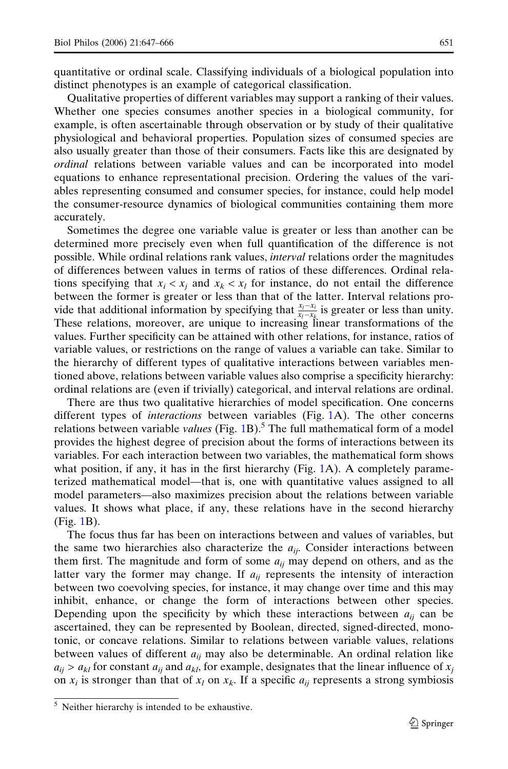quantitative or ordinal scale. Classifying individuals of a biological population into distinct phenotypes is an example of categorical classification.

Qualitative properties of different variables may support a ranking of their values. Whether one species consumes another species in a biological community, for example, is often ascertainable through observation or by study of their qualitative physiological and behavioral properties. Population sizes of consumed species are also usually greater than those of their consumers. Facts like this are designated by *ordinal* relations between variable values and can be incorporated into model equations to enhance representational precision. Ordering the values of the variables representing consumed and consumer species, for instance, could help model the consumer-resource dynamics of biological communities containing them more accurately.

Sometimes the degree one variable value is greater or less than another can be determined more precisely even when full quantification of the difference is not possible. While ordinal relations rank values, *interval* relations order the magnitudes of differences between values in terms of ratios of these differences. Ordinal relations specifying that $x_i < x_j$ and $x_k < x_l$ for instance, do not entail the difference between the former is greater or less than that of the latter. Interval relations provide that additional information by specifying that $\frac{x_j - x_i}{x_l - x_k}$ is greater or less than unity. These relations, moreover, are unique to increasing linear transformations of the values. Further specificity can be attained with other relations, for instance, ratios of variable values, or restrictions on the range of values a variable can take. Similar to the hierarchy of different types of qualitative interactions between variables mentioned above, relations between variable values also comprise a specificity hierarchy: ordinal relations are (even if trivially) categorical, and interval relations are ordinal.

There are thus two qualitative hierarchies of model specification. One concerns different types of *interactions* between variables (Fig. 1A). The other concerns relations between variable *values* (Fig. 1B).[5] The full mathematical form of a model provides the highest degree of precision about the forms of interactions between its variables. For each interaction between two variables, the mathematical form shows what position, if any, it has in the first hierarchy (Fig. 1A). A completely parameterized mathematical model—that is, one with quantitative values assigned to all model parameters—also maximizes precision about the relations between variable values. It shows what place, if any, these relations have in the second hierarchy (Fig. 1B).

The focus thus far has been on interactions between and values of variables, but the same two hierarchies also characterize the $a_{ij}$. Consider interactions between them first. The magnitude and form of some $a_{ij}$ may depend on others, and as the latter vary the former may change. If $a_{ij}$ represents the intensity of interaction between two coevolving species, for instance, it may change over time and this may inhibit, enhance, or change the form of interactions between other species. Depending upon the specificity by which these interactions between $a_{ij}$ can be ascertained, they can be represented by Boolean, directed, signed-directed, monotonic, or concave relations. Similar to relations between variable values, relations between values of different $a_{ij}$ may also be determinable. An ordinal relation like $a_{ij} > a_{kl}$ for constant $a_{ij}$ and $a_{kl}$, for example, designates that the linear influence of $x_j$ on $x_i$ is stronger than that of $x_l$ on $x_k$. If a specific $a_{ij}$ represents a strong symbiosis

[5] Neither hierarchy is intended to be exhaustive.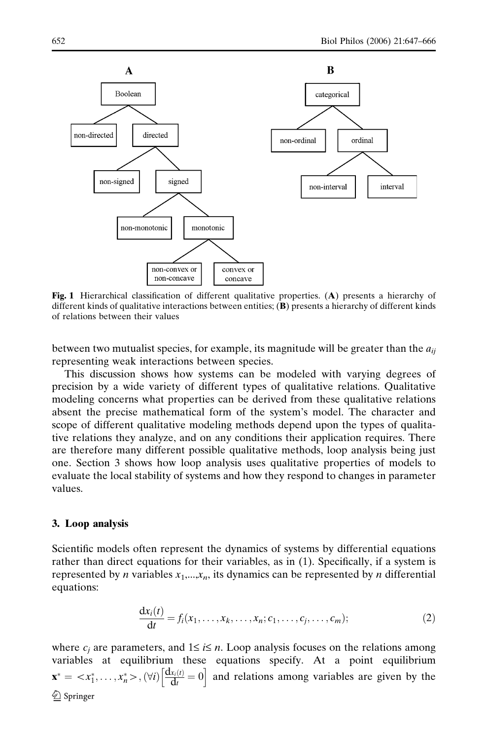**Fig. 1** Hierarchical classification of different qualitative properties. (**A**) presents a hierarchy of different kinds of qualitative interactions between entities; (**B**) presents a hierarchy of different kinds of relations between their values

between two mutualist species, for example, its magnitude will be greater than the $a_{ij}$ representing weak interactions between species.

This discussion shows how systems can be modeled with varying degrees of precision by a wide variety of different types of qualitative relations. Qualitative modeling concerns what properties can be derived from these qualitative relations absent the precise mathematical form of the system's model. The character and scope of different qualitative modeling methods depend upon the types of qualitative relations they analyze, and on any conditions their application requires. There are therefore many different possible qualitative methods, loop analysis being just one. Section 3 shows how loop analysis uses qualitative properties of models to evaluate the local stability of systems and how they respond to changes in parameter values.

## 3. Loop analysis

Scientific models often represent the dynamics of systems by differential equations rather than direct equations for their variables, as in (1). Specifically, if a system is represented by $n$ variables $x_1,...,x_n$, its dynamics can be represented by $n$ differential equations:

$$\frac{\mathrm{d}x_i(t)}{\mathrm{d}t} = f_i(x_1, \ldots, x_k, \ldots, x_n; c_1, \ldots, c_j, \ldots, c_m); \tag{2}$$

where $c_j$ are parameters, and $1 \leq i \leq n$. Loop analysis focuses on the relations among variables at equilibrium these equations specify. At a point equilibrium $\mathbf{x}^* = <x_1^*, \ldots, x_n^*>, (\forall i)\left[\frac{\mathrm{d}x_i(t)}{\mathrm{d}t} = 0\right]$ and relations among variables are given by the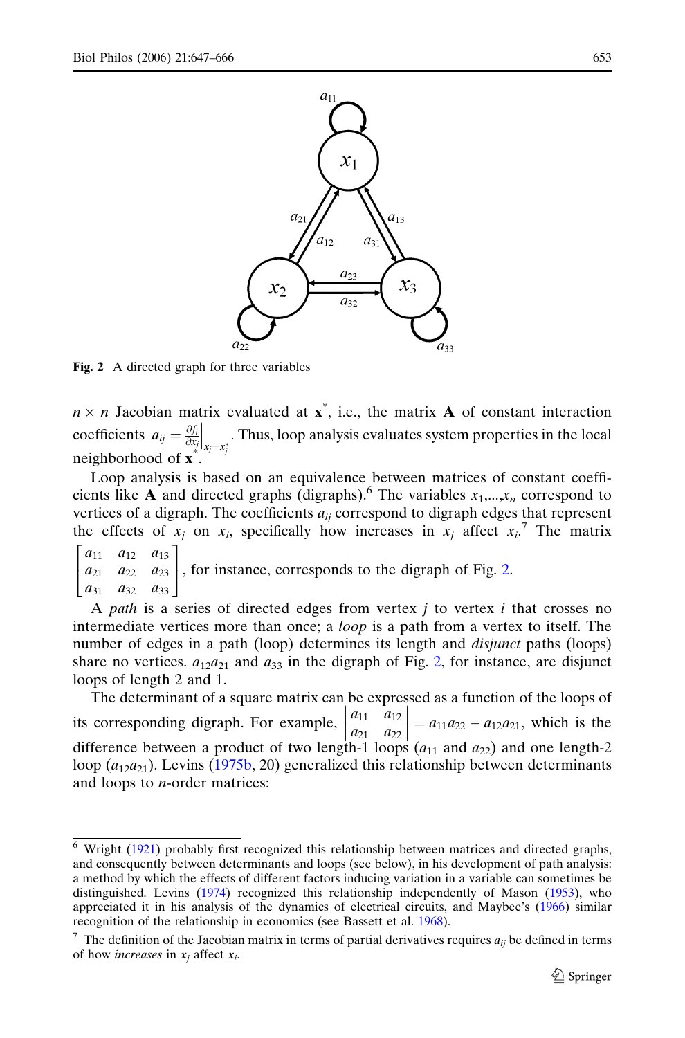**Fig. 2** A directed graph for three variables

$n \times n$ Jacobian matrix evaluated at $\mathbf{x}^*$, i.e., the matrix $\mathbf{A}$ of constant interaction coefficients $a_{ij} = \frac{\partial f_i}{\partial x_j}\Big|_{x_j = x_j^*}$. Thus, loop analysis evaluates system properties in the local neighborhood of $\mathbf{x}^*$.

Loop analysis is based on an equivalence between matrices of constant coefficients like $\mathbf{A}$ and directed graphs (digraphs).[6] The variables $x_1,\ldots,x_n$ correspond to vertices of a digraph. The coefficients $a_{ij}$ correspond to digraph edges that represent the effects of $x_j$ on $x_i$, specifically how increases in $x_j$ affect $x_i$.[7] The matrix $\begin{bmatrix} a_{11} & a_{12} & a_{13} \\ a_{21} & a_{22} & a_{23} \\ a_{31} & a_{32} & a_{33} \end{bmatrix}$, for instance, corresponds to the digraph of Fig. 2.

A *path* is a series of directed edges from vertex $j$ to vertex $i$ that crosses no intermediate vertices more than once; a *loop* is a path from a vertex to itself. The number of edges in a path (loop) determines its length and *disjunct* paths (loops) share no vertices. $a_{12}a_{21}$ and $a_{33}$ in the digraph of Fig. 2, for instance, are disjunct loops of length 2 and 1.

The determinant of a square matrix can be expressed as a function of the loops of its corresponding digraph. For example, $\begin{vmatrix} a_{11} & a_{12} \\ a_{21} & a_{22} \end{vmatrix} = a_{11}a_{22} - a_{12}a_{21}$, which is the difference between a product of two length-1 loops ($a_{11}$ and $a_{22}$) and one length-2 loop ($a_{12}a_{21}$). Levins (1975b, 20) generalized this relationship between determinants and loops to $n$-order matrices:

---

[6] Wright (1921) probably first recognized this relationship between matrices and directed graphs, and consequently between determinants and loops (see below), in his development of path analysis: a method by which the effects of different factors inducing variation in a variable can sometimes be distinguished. Levins (1974) recognized this relationship independently of Mason (1953), who appreciated it in his analysis of the dynamics of electrical circuits, and Maybee's (1966) similar recognition of the relationship in economics (see Bassett et al. 1968).

[7] The definition of the Jacobian matrix in terms of partial derivatives requires $a_{ij}$ be defined in terms of how *increases* in $x_j$ affect $x_i$.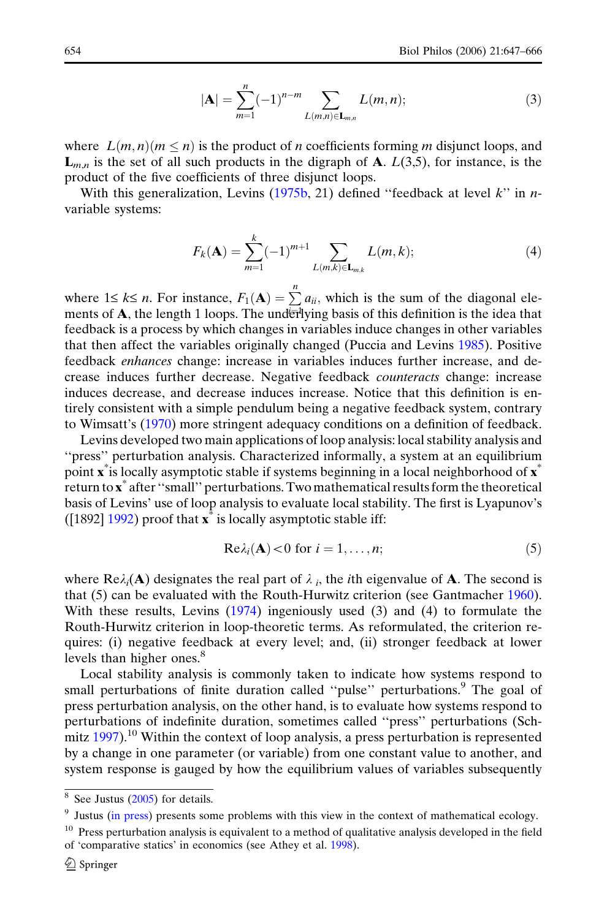$$|\mathbf{A}| = \sum_{m=1}^{n} (-1)^{n-m} \sum_{L(m,n) \in \mathbf{L}_{m,n}} L(m,n); \tag{3}$$

where $L(m,n)(m \leq n)$ is the product of $n$ coefficients forming $m$ disjunct loops, and $\mathbf{L}_{m,n}$ is the set of all such products in the digraph of $\mathbf{A}$. $L(3,5)$, for instance, is the product of the five coefficients of three disjunct loops.

With this generalization, Levins (1975b, 21) defined ''feedback at level $k$'' in $n$-variable systems:

$$F_k(\mathbf{A}) = \sum_{m=1}^{k} (-1)^{m+1} \sum_{L(m,k) \in \mathbf{L}_{m,k}} L(m,k); \tag{4}$$

where $1 \leq k \leq n$. For instance, $F_1(\mathbf{A}) = \sum_{i=1}^{n} a_{ii}$, which is the sum of the diagonal elements of $\mathbf{A}$, the length 1 loops. The underlying basis of this definition is the idea that feedback is a process by which changes in variables induce changes in other variables that then affect the variables originally changed (Puccia and Levins 1985). Positive feedback *enhances* change: increase in variables induces further increase, and decrease induces further decrease. Negative feedback *counteracts* change: increase induces decrease, and decrease induces increase. Notice that this definition is entirely consistent with a simple pendulum being a negative feedback system, contrary to Wimsatt's (1970) more stringent adequacy conditions on a definition of feedback.

Levins developed two main applications of loop analysis: local stability analysis and ''press'' perturbation analysis. Characterized informally, a system at an equilibrium point $\mathbf{x}^*$ is locally asymptotic stable if systems beginning in a local neighborhood of $\mathbf{x}^*$ return to $\mathbf{x}^*$ after ''small'' perturbations. Two mathematical results form the theoretical basis of Levins' use of loop analysis to evaluate local stability. The first is Lyapunov's ([1892] 1992) proof that $\mathbf{x}^*$ is locally asymptotic stable iff:

$$\text{Re}\lambda_i(\mathbf{A}) < 0 \text{ for } i = 1, \ldots, n; \tag{5}$$

where $\text{Re}\lambda_i(\mathbf{A})$ designates the real part of $\lambda_i$, the $i$th eigenvalue of $\mathbf{A}$. The second is that (5) can be evaluated with the Routh-Hurwitz criterion (see Gantmacher 1960). With these results, Levins (1974) ingeniously used (3) and (4) to formulate the Routh-Hurwitz criterion in loop-theoretic terms. As reformulated, the criterion requires: (i) negative feedback at every level; and, (ii) stronger feedback at lower levels than higher ones.[8]

Local stability analysis is commonly taken to indicate how systems respond to small perturbations of finite duration called ''pulse'' perturbations.[9] The goal of press perturbation analysis, on the other hand, is to evaluate how systems respond to perturbations of indefinite duration, sometimes called ''press'' perturbations (Schmitz 1997).[10] Within the context of loop analysis, a press perturbation is represented by a change in one parameter (or variable) from one constant value to another, and system response is gauged by how the equilibrium values of variables subsequently

[8] See Justus (2005) for details.

[9] Justus (in press) presents some problems with this view in the context of mathematical ecology.

[10] Press perturbation analysis is equivalent to a method of qualitative analysis developed in the field of 'comparative statics' in economics (see Athey et al. 1998).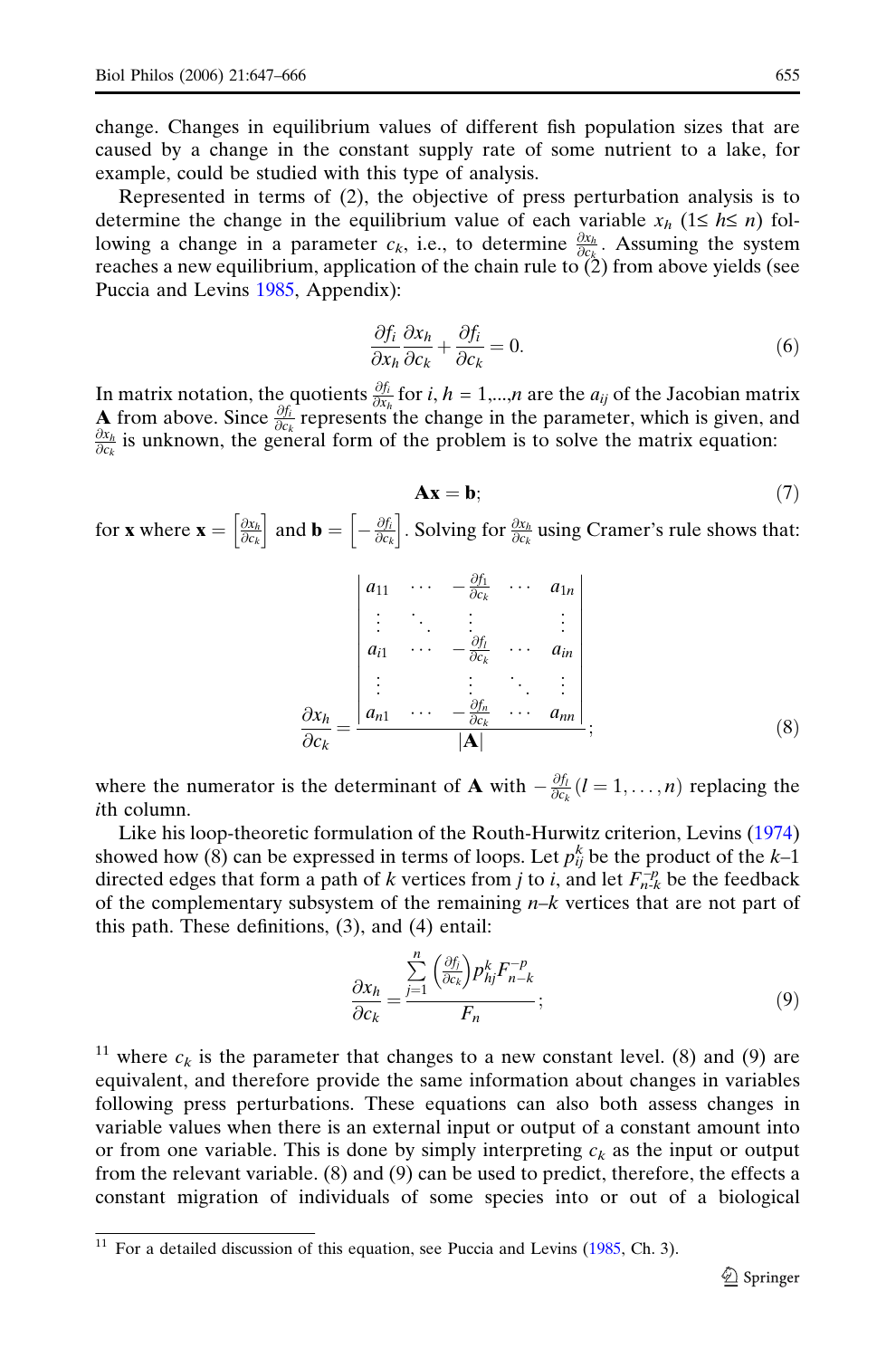change. Changes in equilibrium values of different fish population sizes that are caused by a change in the constant supply rate of some nutrient to a lake, for example, could be studied with this type of analysis.

Represented in terms of (2), the objective of press perturbation analysis is to determine the change in the equilibrium value of each variable $x_h$ ($1 \leq h \leq n$) following a change in a parameter $c_k$, i.e., to determine $\frac{\partial x_h}{\partial c_k}$. Assuming the system reaches a new equilibrium, application of the chain rule to (2) from above yields (see Puccia and Levins 1985, Appendix):

$$\frac{\partial f_i}{\partial x_h}\frac{\partial x_h}{\partial c_k} + \frac{\partial f_i}{\partial c_k} = 0. \tag{6}$$

In matrix notation, the quotients $\frac{\partial f_i}{\partial x_h}$ for $i$, $h = 1,\ldots,n$ are the $a_{ij}$ of the Jacobian matrix $\mathbf{A}$ from above. Since $\frac{\partial f_i}{\partial c_k}$ represents the change in the parameter, which is given, and $\frac{\partial x_h}{\partial c_k}$ is unknown, the general form of the problem is to solve the matrix equation:

$$\mathbf{A}\mathbf{x} = \mathbf{b}; \tag{7}$$

for $\mathbf{x}$ where $\mathbf{x} = \left[\frac{\partial x_h}{\partial c_k}\right]$ and $\mathbf{b} = \left[-\frac{\partial f_i}{\partial c_k}\right]$. Solving for $\frac{\partial x_h}{\partial c_k}$ using Cramer's rule shows that:

$$\frac{\partial x_h}{\partial c_k} = \frac{\begin{vmatrix} a_{11} & \cdots & -\frac{\partial f_1}{\partial c_k} & \cdots & a_{1n} \\ \vdots & \ddots & \vdots & & \vdots \\ a_{i1} & \cdots & -\frac{\partial f_i}{\partial c_k} & \cdots & a_{in} \\ \vdots & & \vdots & \ddots & \vdots \\ a_{n1} & \cdots & -\frac{\partial f_n}{\partial c_k} & \cdots & a_{nn} \end{vmatrix}}{|\mathbf{A}|}; \tag{8}$$

where the numerator is the determinant of $\mathbf{A}$ with $-\frac{\partial f_l}{\partial c_k}\,(l = 1,\ldots,n)$ replacing the $i$th column.

Like his loop-theoretic formulation of the Routh-Hurwitz criterion, Levins (1974) showed how (8) can be expressed in terms of loops. Let $p_{ij}^{k}$ be the product of the $k$–1 directed edges that form a path of $k$ vertices from $j$ to $i$, and let $F_{n-k}^{-p}$ be the feedback of the complementary subsystem of the remaining $n$–$k$ vertices that are not part of this path. These definitions, (3), and (4) entail:

$$\frac{\partial x_h}{\partial c_k} = \frac{\sum_{j=1}^{n}\left(\frac{\partial f_j}{\partial c_k}\right)p_{hj}^{k}F_{n-k}^{-p}}{F_n}; \tag{9}$$

[11] where $c_k$ is the parameter that changes to a new constant level. (8) and (9) are equivalent, and therefore provide the same information about changes in variables following press perturbations. These equations can also both assess changes in variable values when there is an external input or output of a constant amount into or from one variable. This is done by simply interpreting $c_k$ as the input or output from the relevant variable. (8) and (9) can be used to predict, therefore, the effects a constant migration of individuals of some species into or out of a biological

[11] For a detailed discussion of this equation, see Puccia and Levins (1985, Ch. 3).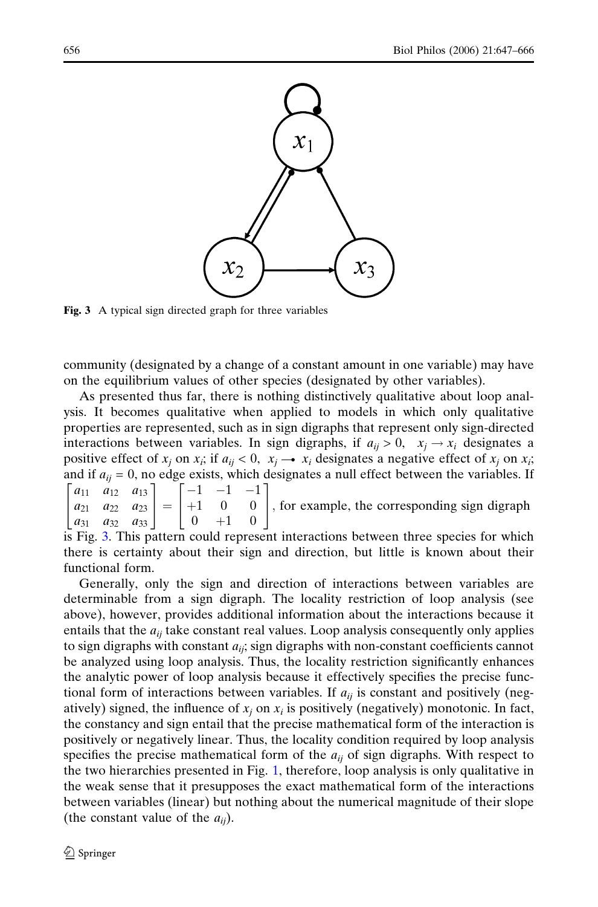Fig. 3 A typical sign directed graph for three variables

community (designated by a change of a constant amount in one variable) may have on the equilibrium values of other species (designated by other variables).

As presented thus far, there is nothing distinctively qualitative about loop analysis. It becomes qualitative when applied to models in which only qualitative properties are represented, such as in sign digraphs that represent only sign-directed interactions between variables. In sign digraphs, if $a_{ij} > 0$, $x_j \rightarrow x_i$ designates a positive effect of $x_j$ on $x_i$; if $a_{ij} < 0$, $x_j \multimap x_i$ designates a negative effect of $x_j$ on $x_i$; and if $a_{ij} = 0$, no edge exists, which designates a null effect between the variables. If $\begin{bmatrix} a_{11} & a_{12} & a_{13} \\ a_{21} & a_{22} & a_{23} \\ a_{31} & a_{32} & a_{33} \end{bmatrix} = \begin{bmatrix} -1 & -1 & -1 \\ +1 & 0 & 0 \\ 0 & +1 & 0 \end{bmatrix}$, for example, the corresponding sign digraph is Fig. 3. This pattern could represent interactions between three species for which there is certainty about their sign and direction, but little is known about their functional form.

Generally, only the sign and direction of interactions between variables are determinable from a sign digraph. The locality restriction of loop analysis (see above), however, provides additional information about the interactions because it entails that the $a_{ij}$ take constant real values. Loop analysis consequently only applies to sign digraphs with constant $a_{ij}$; sign digraphs with non-constant coefficients cannot be analyzed using loop analysis. Thus, the locality restriction significantly enhances the analytic power of loop analysis because it effectively specifies the precise functional form of interactions between variables. If $a_{ij}$ is constant and positively (negatively) signed, the influence of $x_j$ on $x_i$ is positively (negatively) monotonic. In fact, the constancy and sign entail that the precise mathematical form of the interaction is positively or negatively linear. Thus, the locality condition required by loop analysis specifies the precise mathematical form of the $a_{ij}$ of sign digraphs. With respect to the two hierarchies presented in Fig. 1, therefore, loop analysis is only qualitative in the weak sense that it presupposes the exact mathematical form of the interactions between variables (linear) but nothing about the numerical magnitude of their slope (the constant value of the $a_{ij}$).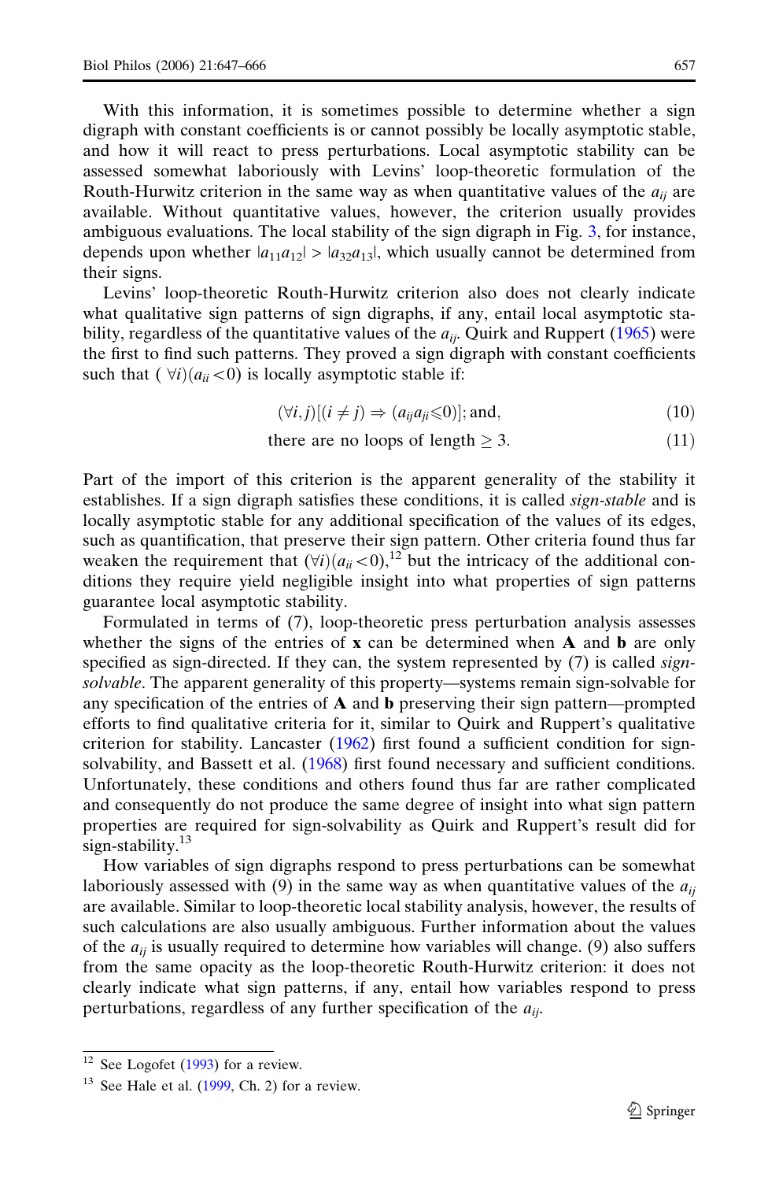With this information, it is sometimes possible to determine whether a sign digraph with constant coefficients is or cannot possibly be locally asymptotic stable, and how it will react to press perturbations. Local asymptotic stability can be assessed somewhat laboriously with Levins' loop-theoretic formulation of the Routh-Hurwitz criterion in the same way as when quantitative values of the $a_{ij}$ are available. Without quantitative values, however, the criterion usually provides ambiguous evaluations. The local stability of the sign digraph in Fig. 3, for instance, depends upon whether $|a_{11}a_{12}| > |a_{32}a_{13}|$, which usually cannot be determined from their signs.

Levins' loop-theoretic Routh-Hurwitz criterion also does not clearly indicate what qualitative sign patterns of sign digraphs, if any, entail local asymptotic stability, regardless of the quantitative values of the $a_{ij}$. Quirk and Ruppert (1965) were the first to find such patterns. They proved a sign digraph with constant coefficients such that $(\forall i)(a_{ii} < 0)$ is locally asymptotic stable if:

$$(\forall i, j)[(i \neq j) \Rightarrow (a_{ij}a_{ji} \leqslant 0)];\text{ and,} \tag{10}$$

$$\text{there are no loops of length} \geq 3. \tag{11}$$

Part of the import of this criterion is the apparent generality of the stability it establishes. If a sign digraph satisfies these conditions, it is called *sign-stable* and is locally asymptotic stable for any additional specification of the values of its edges, such as quantification, that preserve their sign pattern. Other criteria found thus far weaken the requirement that $(\forall i)(a_{ii} < 0)$,[12] but the intricacy of the additional conditions they require yield negligible insight into what properties of sign patterns guarantee local asymptotic stability.

Formulated in terms of (7), loop-theoretic press perturbation analysis assesses whether the signs of the entries of **x** can be determined when **A** and **b** are only specified as sign-directed. If they can, the system represented by (7) is called *sign-solvable*. The apparent generality of this property—systems remain sign-solvable for any specification of the entries of **A** and **b** preserving their sign pattern—prompted efforts to find qualitative criteria for it, similar to Quirk and Ruppert's qualitative criterion for stability. Lancaster (1962) first found a sufficient condition for sign-solvability, and Bassett et al. (1968) first found necessary and sufficient conditions. Unfortunately, these conditions and others found thus far are rather complicated and consequently do not produce the same degree of insight into what sign pattern properties are required for sign-solvability as Quirk and Ruppert's result did for sign-stability.[13]

How variables of sign digraphs respond to press perturbations can be somewhat laboriously assessed with (9) in the same way as when quantitative values of the $a_{ij}$ are available. Similar to loop-theoretic local stability analysis, however, the results of such calculations are also usually ambiguous. Further information about the values of the $a_{ij}$ is usually required to determine how variables will change. (9) also suffers from the same opacity as the loop-theoretic Routh-Hurwitz criterion: it does not clearly indicate what sign patterns, if any, entail how variables respond to press perturbations, regardless of any further specification of the $a_{ij}$.

[12] See Logofet (1993) for a review.

[13] See Hale et al. (1999, Ch. 2) for a review.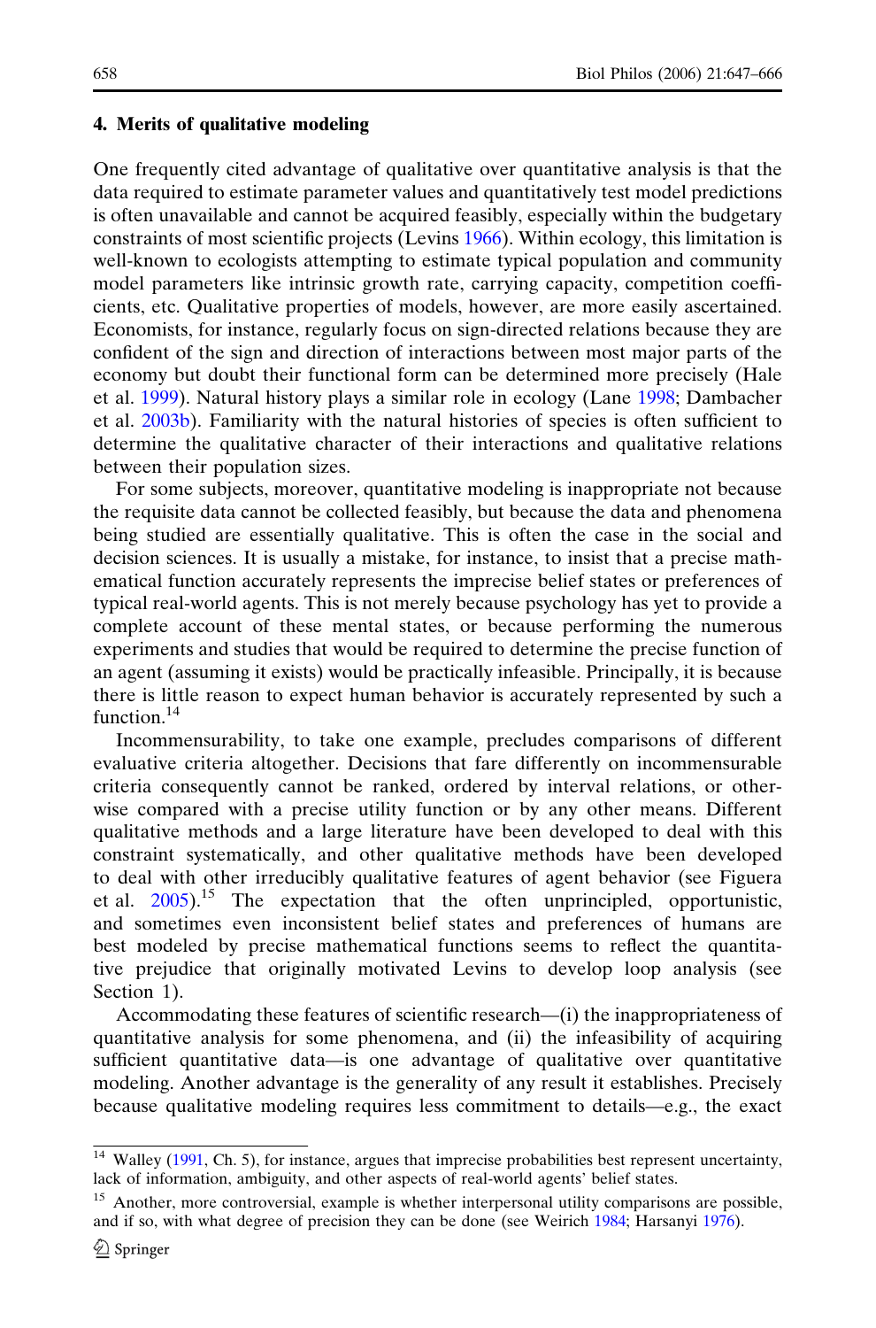## 4. Merits of qualitative modeling

One frequently cited advantage of qualitative over quantitative analysis is that the data required to estimate parameter values and quantitatively test model predictions is often unavailable and cannot be acquired feasibly, especially within the budgetary constraints of most scientific projects (Levins 1966). Within ecology, this limitation is well-known to ecologists attempting to estimate typical population and community model parameters like intrinsic growth rate, carrying capacity, competition coefficients, etc. Qualitative properties of models, however, are more easily ascertained. Economists, for instance, regularly focus on sign-directed relations because they are confident of the sign and direction of interactions between most major parts of the economy but doubt their functional form can be determined more precisely (Hale et al. 1999). Natural history plays a similar role in ecology (Lane 1998; Dambacher et al. 2003b). Familiarity with the natural histories of species is often sufficient to determine the qualitative character of their interactions and qualitative relations between their population sizes.

For some subjects, moreover, quantitative modeling is inappropriate not because the requisite data cannot be collected feasibly, but because the data and phenomena being studied are essentially qualitative. This is often the case in the social and decision sciences. It is usually a mistake, for instance, to insist that a precise mathematical function accurately represents the imprecise belief states or preferences of typical real-world agents. This is not merely because psychology has yet to provide a complete account of these mental states, or because performing the numerous experiments and studies that would be required to determine the precise function of an agent (assuming it exists) would be practically infeasible. Principally, it is because there is little reason to expect human behavior is accurately represented by such a function.[14]

Incommensurability, to take one example, precludes comparisons of different evaluative criteria altogether. Decisions that fare differently on incommensurable criteria consequently cannot be ranked, ordered by interval relations, or otherwise compared with a precise utility function or by any other means. Different qualitative methods and a large literature have been developed to deal with this constraint systematically, and other qualitative methods have been developed to deal with other irreducibly qualitative features of agent behavior (see Figuera et al. 2005).[15] The expectation that the often unprincipled, opportunistic, and sometimes even inconsistent belief states and preferences of humans are best modeled by precise mathematical functions seems to reflect the quantitative prejudice that originally motivated Levins to develop loop analysis (see Section 1).

Accommodating these features of scientific research—(i) the inappropriateness of quantitative analysis for some phenomena, and (ii) the infeasibility of acquiring sufficient quantitative data—is one advantage of qualitative over quantitative modeling. Another advantage is the generality of any result it establishes. Precisely because qualitative modeling requires less commitment to details—e.g., the exact

---

[14] Walley (1991, Ch. 5), for instance, argues that imprecise probabilities best represent uncertainty, lack of information, ambiguity, and other aspects of real-world agents' belief states.

[15] Another, more controversial, example is whether interpersonal utility comparisons are possible, and if so, with what degree of precision they can be done (see Weirich 1984; Harsanyi 1976).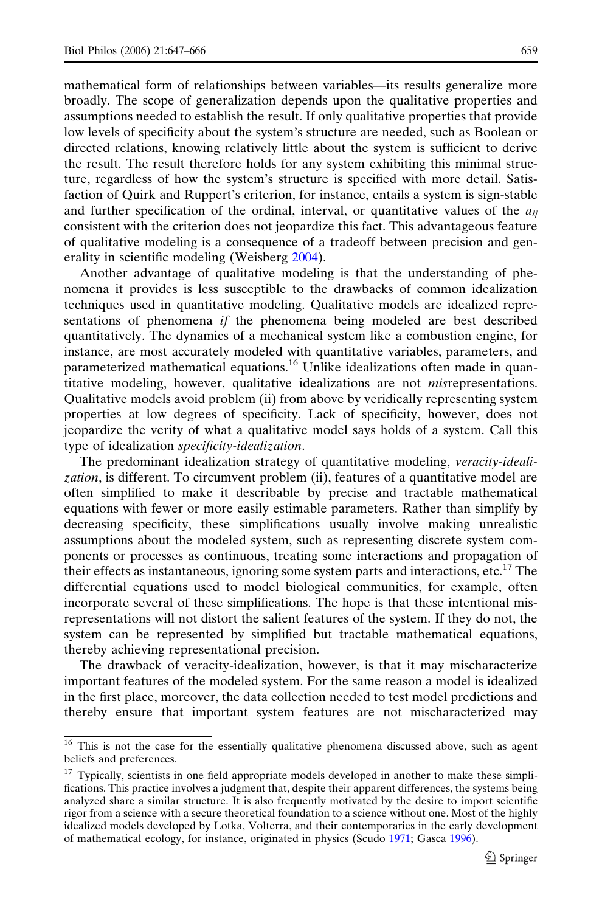mathematical form of relationships between variables—its results generalize more broadly. The scope of generalization depends upon the qualitative properties and assumptions needed to establish the result. If only qualitative properties that provide low levels of specificity about the system's structure are needed, such as Boolean or directed relations, knowing relatively little about the system is sufficient to derive the result. The result therefore holds for any system exhibiting this minimal structure, regardless of how the system's structure is specified with more detail. Satisfaction of Quirk and Ruppert's criterion, for instance, entails a system is sign-stable and further specification of the ordinal, interval, or quantitative values of the $a_{ij}$ consistent with the criterion does not jeopardize this fact. This advantageous feature of qualitative modeling is a consequence of a tradeoff between precision and generality in scientific modeling (Weisberg 2004).

Another advantage of qualitative modeling is that the understanding of phenomena it provides is less susceptible to the drawbacks of common idealization techniques used in quantitative modeling. Qualitative models are idealized representations of phenomena *if* the phenomena being modeled are best described quantitatively. The dynamics of a mechanical system like a combustion engine, for instance, are most accurately modeled with quantitative variables, parameters, and parameterized mathematical equations.[16] Unlike idealizations often made in quantitative modeling, however, qualitative idealizations are not *mis*representations. Qualitative models avoid problem (ii) from above by veridically representing system properties at low degrees of specificity. Lack of specificity, however, does not jeopardize the verity of what a qualitative model says holds of a system. Call this type of idealization *specificity-idealization*.

The predominant idealization strategy of quantitative modeling, *veracity-idealization*, is different. To circumvent problem (ii), features of a quantitative model are often simplified to make it describable by precise and tractable mathematical equations with fewer or more easily estimable parameters. Rather than simplify by decreasing specificity, these simplifications usually involve making unrealistic assumptions about the modeled system, such as representing discrete system components or processes as continuous, treating some interactions and propagation of their effects as instantaneous, ignoring some system parts and interactions, etc.[17] The differential equations used to model biological communities, for example, often incorporate several of these simplifications. The hope is that these intentional misrepresentations will not distort the salient features of the system. If they do not, the system can be represented by simplified but tractable mathematical equations, thereby achieving representational precision.

The drawback of veracity-idealization, however, is that it may mischaracterize important features of the modeled system. For the same reason a model is idealized in the first place, moreover, the data collection needed to test model predictions and thereby ensure that important system features are not mischaracterized may

[16] This is not the case for the essentially qualitative phenomena discussed above, such as agent beliefs and preferences.

[17] Typically, scientists in one field appropriate models developed in another to make these simplifications. This practice involves a judgment that, despite their apparent differences, the systems being analyzed share a similar structure. It is also frequently motivated by the desire to import scientific rigor from a science with a secure theoretical foundation to a science without one. Most of the highly idealized models developed by Lotka, Volterra, and their contemporaries in the early development of mathematical ecology, for instance, originated in physics (Scudo 1971; Gasca 1996).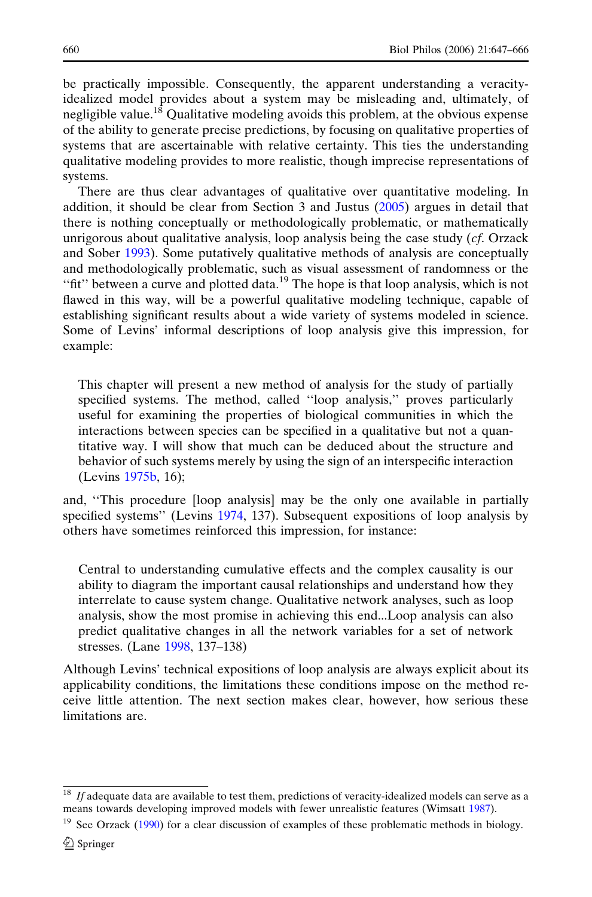be practically impossible. Consequently, the apparent understanding a veracity-idealized model provides about a system may be misleading and, ultimately, of negligible value.[18] Qualitative modeling avoids this problem, at the obvious expense of the ability to generate precise predictions, by focusing on qualitative properties of systems that are ascertainable with relative certainty. This ties the understanding qualitative modeling provides to more realistic, though imprecise representations of systems.

There are thus clear advantages of qualitative over quantitative modeling. In addition, it should be clear from Section 3 and Justus (2005) argues in detail that there is nothing conceptually or methodologically problematic, or mathematically unrigorous about qualitative analysis, loop analysis being the case study (*cf*. Orzack and Sober 1993). Some putatively qualitative methods of analysis are conceptually and methodologically problematic, such as visual assessment of randomness or the "fit" between a curve and plotted data.[19] The hope is that loop analysis, which is not flawed in this way, will be a powerful qualitative modeling technique, capable of establishing significant results about a wide variety of systems modeled in science. Some of Levins' informal descriptions of loop analysis give this impression, for example:

> This chapter will present a new method of analysis for the study of partially specified systems. The method, called "loop analysis," proves particularly useful for examining the properties of biological communities in which the interactions between species can be specified in a qualitative but not a quantitative way. I will show that much can be deduced about the structure and behavior of such systems merely by using the sign of an interspecific interaction (Levins 1975b, 16);

and, "This procedure [loop analysis] may be the only one available in partially specified systems" (Levins 1974, 137). Subsequent expositions of loop analysis by others have sometimes reinforced this impression, for instance:

> Central to understanding cumulative effects and the complex causality is our ability to diagram the important causal relationships and understand how they interrelate to cause system change. Qualitative network analyses, such as loop analysis, show the most promise in achieving this end...Loop analysis can also predict qualitative changes in all the network variables for a set of network stresses. (Lane 1998, 137–138)

Although Levins' technical expositions of loop analysis are always explicit about its applicability conditions, the limitations these conditions impose on the method receive little attention. The next section makes clear, however, how serious these limitations are.

---

[18] *If* adequate data are available to test them, predictions of veracity-idealized models can serve as a means towards developing improved models with fewer unrealistic features (Wimsatt 1987).

[19] See Orzack (1990) for a clear discussion of examples of these problematic methods in biology.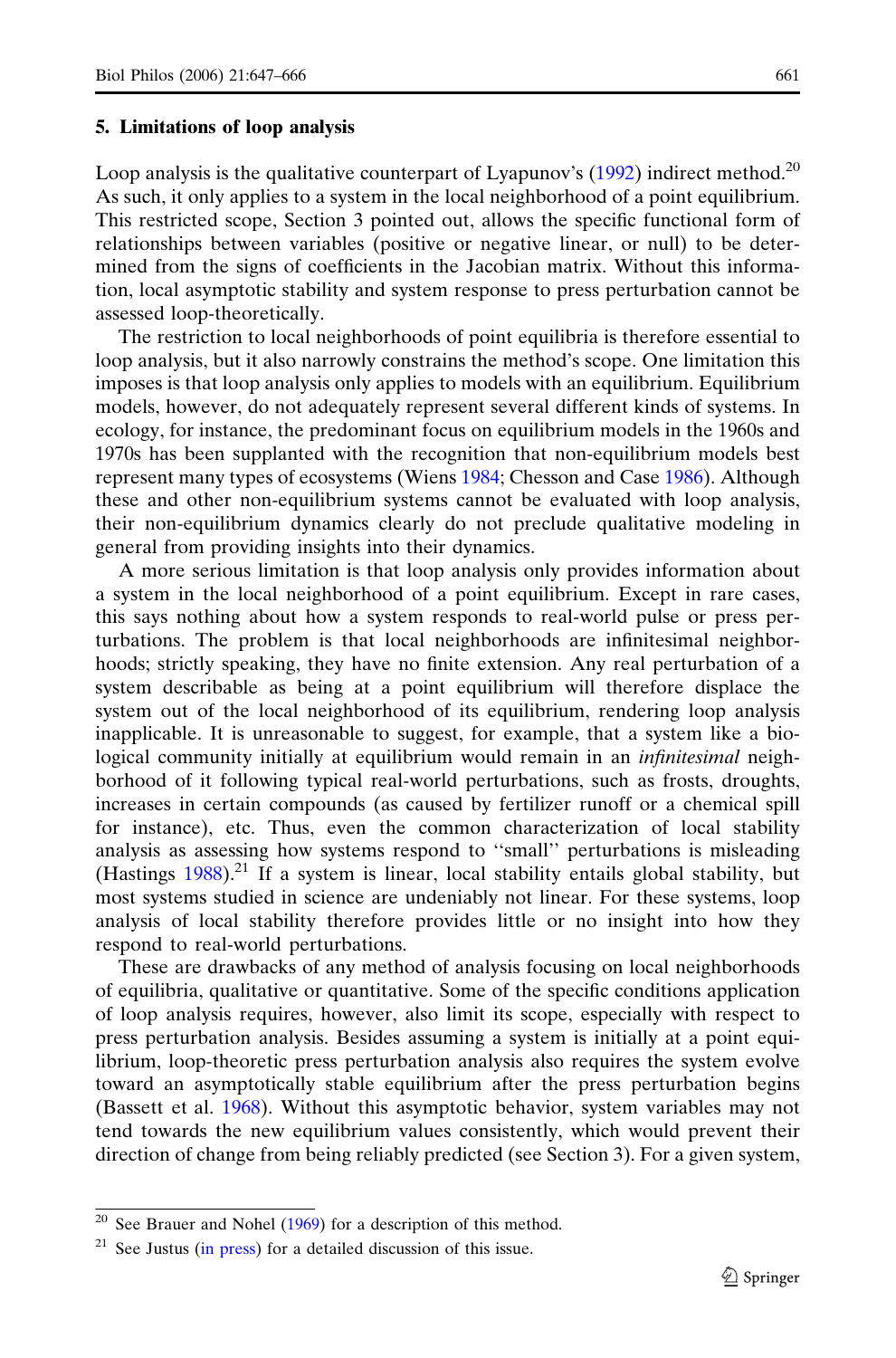## 5. Limitations of loop analysis

Loop analysis is the qualitative counterpart of Lyapunov's (1992) indirect method.[20] As such, it only applies to a system in the local neighborhood of a point equilibrium. This restricted scope, Section 3 pointed out, allows the specific functional form of relationships between variables (positive or negative linear, or null) to be determined from the signs of coefficients in the Jacobian matrix. Without this information, local asymptotic stability and system response to press perturbation cannot be assessed loop-theoretically.

The restriction to local neighborhoods of point equilibria is therefore essential to loop analysis, but it also narrowly constrains the method's scope. One limitation this imposes is that loop analysis only applies to models with an equilibrium. Equilibrium models, however, do not adequately represent several different kinds of systems. In ecology, for instance, the predominant focus on equilibrium models in the 1960s and 1970s has been supplanted with the recognition that non-equilibrium models best represent many types of ecosystems (Wiens 1984; Chesson and Case 1986). Although these and other non-equilibrium systems cannot be evaluated with loop analysis, their non-equilibrium dynamics clearly do not preclude qualitative modeling in general from providing insights into their dynamics.

A more serious limitation is that loop analysis only provides information about a system in the local neighborhood of a point equilibrium. Except in rare cases, this says nothing about how a system responds to real-world pulse or press perturbations. The problem is that local neighborhoods are infinitesimal neighborhoods; strictly speaking, they have no finite extension. Any real perturbation of a system describable as being at a point equilibrium will therefore displace the system out of the local neighborhood of its equilibrium, rendering loop analysis inapplicable. It is unreasonable to suggest, for example, that a system like a biological community initially at equilibrium would remain in an *infinitesimal* neighborhood of it following typical real-world perturbations, such as frosts, droughts, increases in certain compounds (as caused by fertilizer runoff or a chemical spill for instance), etc. Thus, even the common characterization of local stability analysis as assessing how systems respond to "small" perturbations is misleading (Hastings 1988).[21] If a system is linear, local stability entails global stability, but most systems studied in science are undeniably not linear. For these systems, loop analysis of local stability therefore provides little or no insight into how they respond to real-world perturbations.

These are drawbacks of any method of analysis focusing on local neighborhoods of equilibria, qualitative or quantitative. Some of the specific conditions application of loop analysis requires, however, also limit its scope, especially with respect to press perturbation analysis. Besides assuming a system is initially at a point equilibrium, loop-theoretic press perturbation analysis also requires the system evolve toward an asymptotically stable equilibrium after the press perturbation begins (Bassett et al. 1968). Without this asymptotic behavior, system variables may not tend towards the new equilibrium values consistently, which would prevent their direction of change from being reliably predicted (see Section 3). For a given system,

[20] See Brauer and Nohel (1969) for a description of this method.

[21] See Justus (in press) for a detailed discussion of this issue.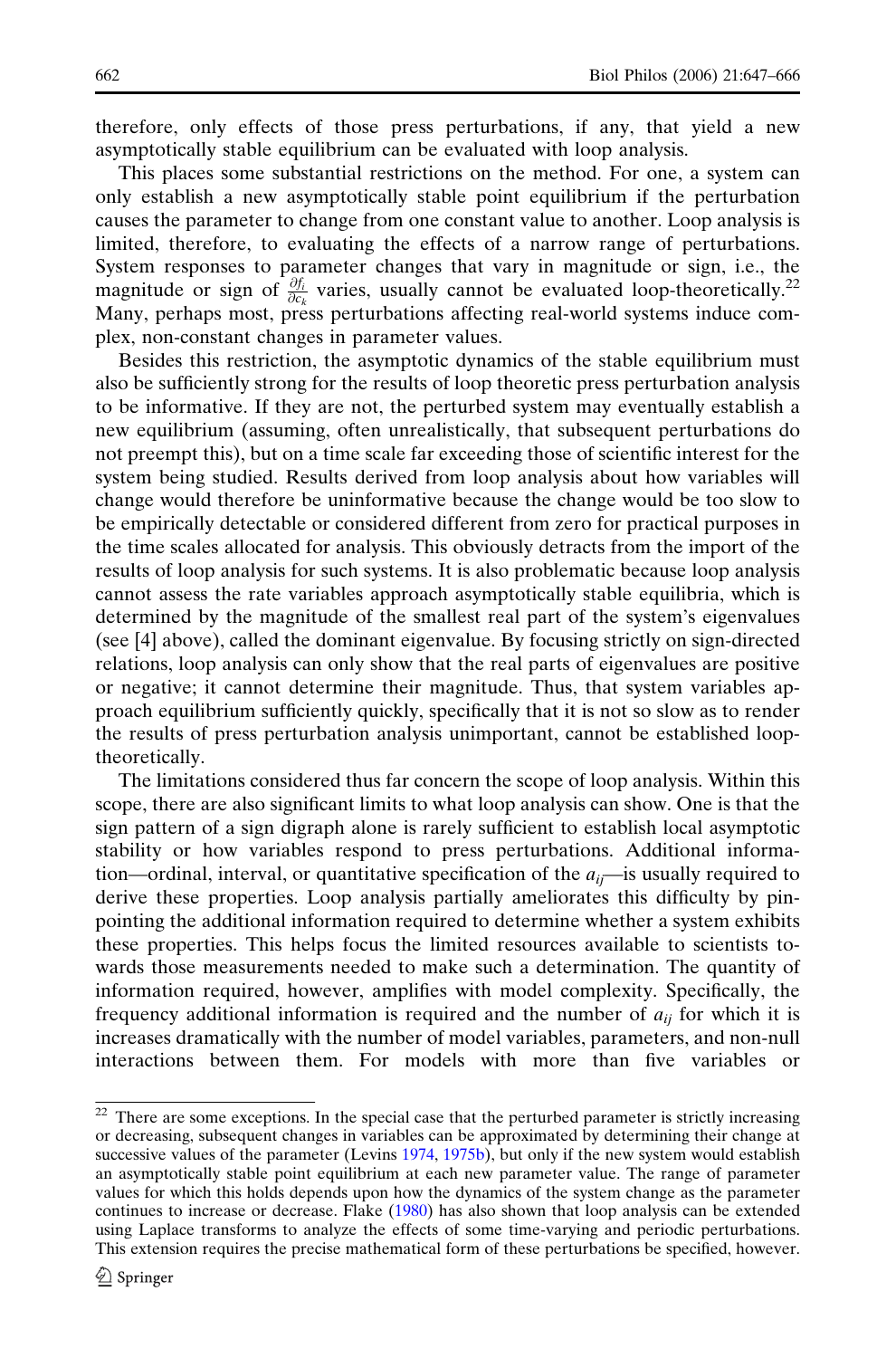therefore, only effects of those press perturbations, if any, that yield a new asymptotically stable equilibrium can be evaluated with loop analysis.

This places some substantial restrictions on the method. For one, a system can only establish a new asymptotically stable point equilibrium if the perturbation causes the parameter to change from one constant value to another. Loop analysis is limited, therefore, to evaluating the effects of a narrow range of perturbations. System responses to parameter changes that vary in magnitude or sign, i.e., the magnitude or sign of $\frac{\partial f_i}{\partial c_k}$ varies, usually cannot be evaluated loop-theoretically.[22] Many, perhaps most, press perturbations affecting real-world systems induce complex, non-constant changes in parameter values.

Besides this restriction, the asymptotic dynamics of the stable equilibrium must also be sufficiently strong for the results of loop theoretic press perturbation analysis to be informative. If they are not, the perturbed system may eventually establish a new equilibrium (assuming, often unrealistically, that subsequent perturbations do not preempt this), but on a time scale far exceeding those of scientific interest for the system being studied. Results derived from loop analysis about how variables will change would therefore be uninformative because the change would be too slow to be empirically detectable or considered different from zero for practical purposes in the time scales allocated for analysis. This obviously detracts from the import of the results of loop analysis for such systems. It is also problematic because loop analysis cannot assess the rate variables approach asymptotically stable equilibria, which is determined by the magnitude of the smallest real part of the system's eigenvalues (see [4] above), called the dominant eigenvalue. By focusing strictly on sign-directed relations, loop analysis can only show that the real parts of eigenvalues are positive or negative; it cannot determine their magnitude. Thus, that system variables approach equilibrium sufficiently quickly, specifically that it is not so slow as to render the results of press perturbation analysis unimportant, cannot be established loop-theoretically.

The limitations considered thus far concern the scope of loop analysis. Within this scope, there are also significant limits to what loop analysis can show. One is that the sign pattern of a sign digraph alone is rarely sufficient to establish local asymptotic stability or how variables respond to press perturbations. Additional information—ordinal, interval, or quantitative specification of the $a_{ij}$—is usually required to derive these properties. Loop analysis partially ameliorates this difficulty by pinpointing the additional information required to determine whether a system exhibits these properties. This helps focus the limited resources available to scientists towards those measurements needed to make such a determination. The quantity of information required, however, amplifies with model complexity. Specifically, the frequency additional information is required and the number of $a_{ij}$ for which it is increases dramatically with the number of model variables, parameters, and non-null interactions between them. For models with more than five variables or

[22] There are some exceptions. In the special case that the perturbed parameter is strictly increasing or decreasing, subsequent changes in variables can be approximated by determining their change at successive values of the parameter (Levins 1974, 1975b), but only if the new system would establish an asymptotically stable point equilibrium at each new parameter value. The range of parameter values for which this holds depends upon how the dynamics of the system change as the parameter continues to increase or decrease. Flake (1980) has also shown that loop analysis can be extended using Laplace transforms to analyze the effects of some time-varying and periodic perturbations. This extension requires the precise mathematical form of these perturbations be specified, however.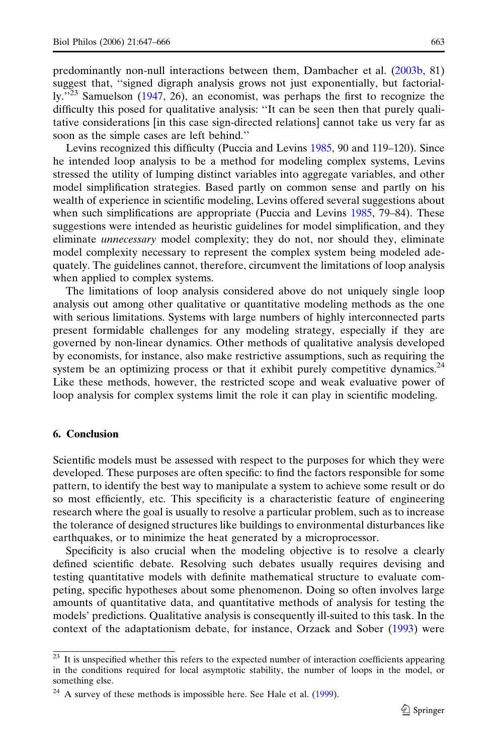predominantly non-null interactions between them, Dambacher et al. (2003b, 81) suggest that, ''signed digraph analysis grows not just exponentially, but factorially.''[23] Samuelson (1947, 26), an economist, was perhaps the first to recognize the difficulty this posed for qualitative analysis: ''It can be seen then that purely qualitative considerations [in this case sign-directed relations] cannot take us very far as soon as the simple cases are left behind.''

Levins recognized this difficulty (Puccia and Levins 1985, 90 and 119–120). Since he intended loop analysis to be a method for modeling complex systems, Levins stressed the utility of lumping distinct variables into aggregate variables, and other model simplification strategies. Based partly on common sense and partly on his wealth of experience in scientific modeling, Levins offered several suggestions about when such simplifications are appropriate (Puccia and Levins 1985, 79–84). These suggestions were intended as heuristic guidelines for model simplification, and they eliminate *unnecessary* model complexity; they do not, nor should they, eliminate model complexity necessary to represent the complex system being modeled adequately. The guidelines cannot, therefore, circumvent the limitations of loop analysis when applied to complex systems.

The limitations of loop analysis considered above do not uniquely single loop analysis out among other qualitative or quantitative modeling methods as the one with serious limitations. Systems with large numbers of highly interconnected parts present formidable challenges for any modeling strategy, especially if they are governed by non-linear dynamics. Other methods of qualitative analysis developed by economists, for instance, also make restrictive assumptions, such as requiring the system be an optimizing process or that it exhibit purely competitive dynamics.[24] Like these methods, however, the restricted scope and weak evaluative power of loop analysis for complex systems limit the role it can play in scientific modeling.

## 6. Conclusion

Scientific models must be assessed with respect to the purposes for which they were developed. These purposes are often specific: to find the factors responsible for some pattern, to identify the best way to manipulate a system to achieve some result or do so most efficiently, etc. This specificity is a characteristic feature of engineering research where the goal is usually to resolve a particular problem, such as to increase the tolerance of designed structures like buildings to environmental disturbances like earthquakes, or to minimize the heat generated by a microprocessor.

Specificity is also crucial when the modeling objective is to resolve a clearly defined scientific debate. Resolving such debates usually requires devising and testing quantitative models with definite mathematical structure to evaluate competing, specific hypotheses about some phenomenon. Doing so often involves large amounts of quantitative data, and quantitative methods of analysis for testing the models' predictions. Qualitative analysis is consequently ill-suited to this task. In the context of the adaptationism debate, for instance, Orzack and Sober (1993) were

---

[23] It is unspecified whether this refers to the expected number of interaction coefficients appearing in the conditions required for local asymptotic stability, the number of loops in the model, or something else.

[24] A survey of these methods is impossible here. See Hale et al. (1999).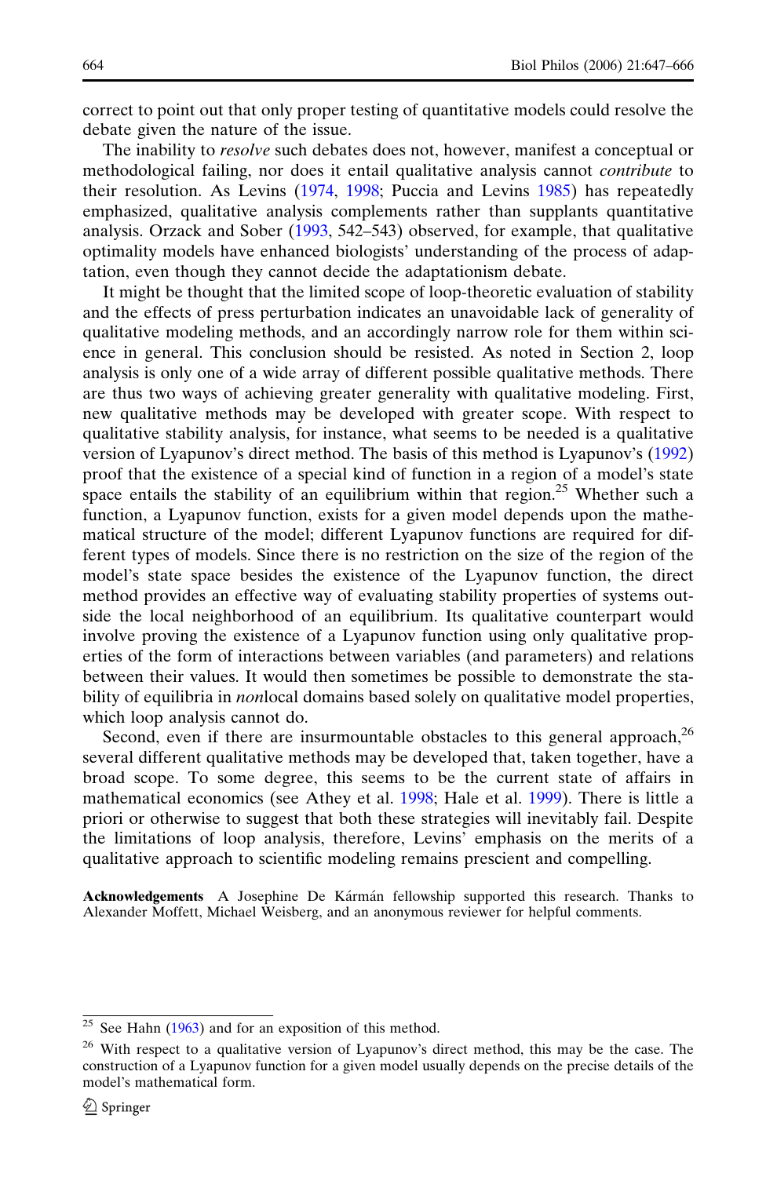correct to point out that only proper testing of quantitative models could resolve the debate given the nature of the issue.

The inability to *resolve* such debates does not, however, manifest a conceptual or methodological failing, nor does it entail qualitative analysis cannot *contribute* to their resolution. As Levins (1974, 1998; Puccia and Levins 1985) has repeatedly emphasized, qualitative analysis complements rather than supplants quantitative analysis. Orzack and Sober (1993, 542–543) observed, for example, that qualitative optimality models have enhanced biologists' understanding of the process of adaptation, even though they cannot decide the adaptationism debate.

It might be thought that the limited scope of loop-theoretic evaluation of stability and the effects of press perturbation indicates an unavoidable lack of generality of qualitative modeling methods, and an accordingly narrow role for them within science in general. This conclusion should be resisted. As noted in Section 2, loop analysis is only one of a wide array of different possible qualitative methods. There are thus two ways of achieving greater generality with qualitative modeling. First, new qualitative methods may be developed with greater scope. With respect to qualitative stability analysis, for instance, what seems to be needed is a qualitative version of Lyapunov's direct method. The basis of this method is Lyapunov's (1992) proof that the existence of a special kind of function in a region of a model's state space entails the stability of an equilibrium within that region.[25] Whether such a function, a Lyapunov function, exists for a given model depends upon the mathematical structure of the model; different Lyapunov functions are required for different types of models. Since there is no restriction on the size of the region of the model's state space besides the existence of the Lyapunov function, the direct method provides an effective way of evaluating stability properties of systems outside the local neighborhood of an equilibrium. Its qualitative counterpart would involve proving the existence of a Lyapunov function using only qualitative properties of the form of interactions between variables (and parameters) and relations between their values. It would then sometimes be possible to demonstrate the stability of equilibria in *non*local domains based solely on qualitative model properties, which loop analysis cannot do.

Second, even if there are insurmountable obstacles to this general approach,[26] several different qualitative methods may be developed that, taken together, have a broad scope. To some degree, this seems to be the current state of affairs in mathematical economics (see Athey et al. 1998; Hale et al. 1999). There is little a priori or otherwise to suggest that both these strategies will inevitably fail. Despite the limitations of loop analysis, therefore, Levins' emphasis on the merits of a qualitative approach to scientific modeling remains prescient and compelling.

**Acknowledgements** A Josephine De Kármán fellowship supported this research. Thanks to Alexander Moffett, Michael Weisberg, and an anonymous reviewer for helpful comments.

---

[25] See Hahn (1963) and for an exposition of this method.

[26] With respect to a qualitative version of Lyapunov's direct method, this may be the case. The construction of a Lyapunov function for a given model usually depends on the precise details of the model's mathematical form.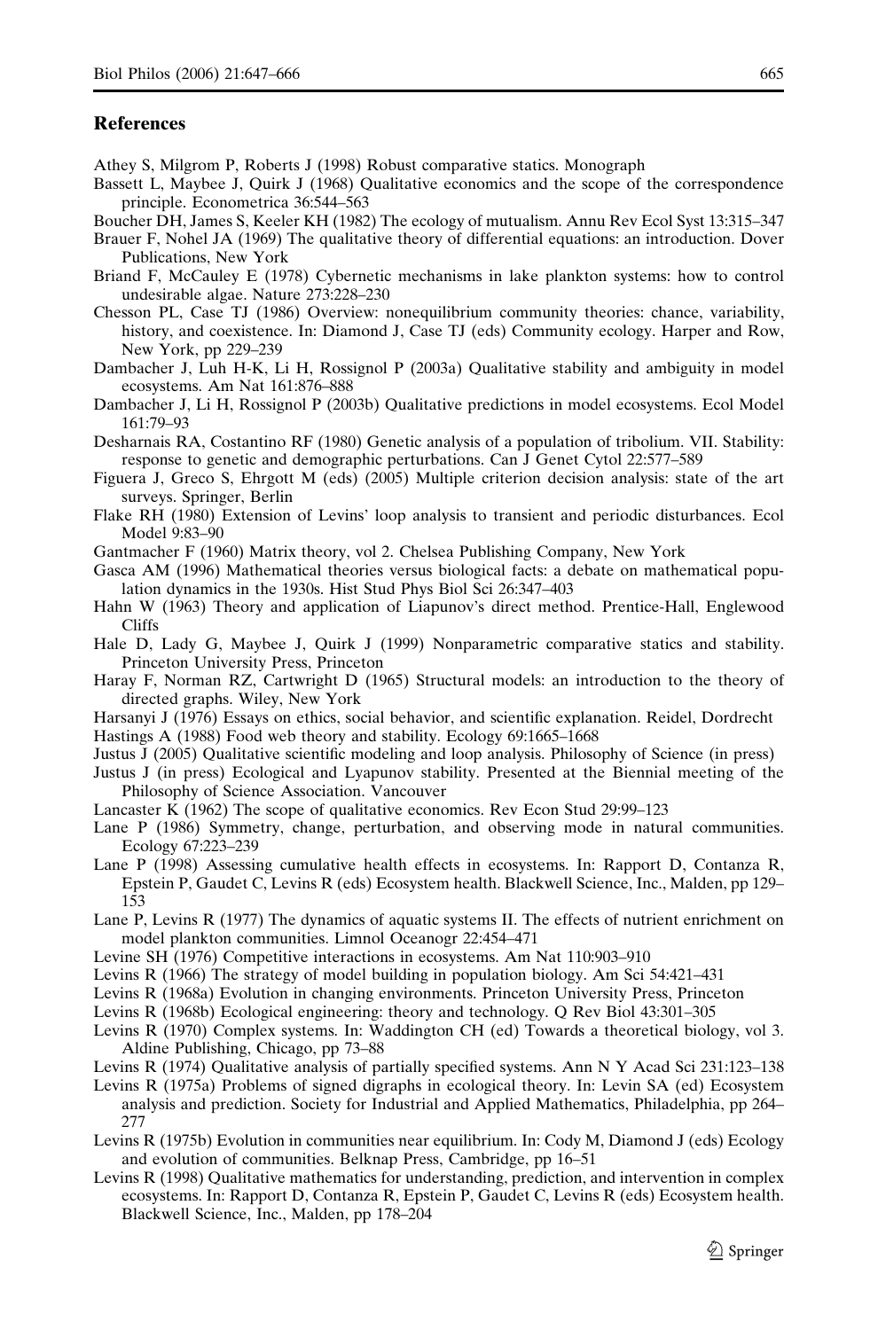## References

Athey S, Milgrom P, Roberts J (1998) Robust comparative statics. Monograph

Bassett L, Maybee J, Quirk J (1968) Qualitative economics and the scope of the correspondence principle. Econometrica 36:544–563

Boucher DH, James S, Keeler KH (1982) The ecology of mutualism. Annu Rev Ecol Syst 13:315–347

Brauer F, Nohel JA (1969) The qualitative theory of differential equations: an introduction. Dover Publications, New York

Briand F, McCauley E (1978) Cybernetic mechanisms in lake plankton systems: how to control undesirable algae. Nature 273:228–230

Chesson PL, Case TJ (1986) Overview: nonequilibrium community theories: chance, variability, history, and coexistence. In: Diamond J, Case TJ (eds) Community ecology. Harper and Row, New York, pp 229–239

Dambacher J, Luh H-K, Li H, Rossignol P (2003a) Qualitative stability and ambiguity in model ecosystems. Am Nat 161:876–888

Dambacher J, Li H, Rossignol P (2003b) Qualitative predictions in model ecosystems. Ecol Model 161:79–93

Desharnais RA, Costantino RF (1980) Genetic analysis of a population of tribolium. VII. Stability: response to genetic and demographic perturbations. Can J Genet Cytol 22:577–589

Figuera J, Greco S, Ehrgott M (eds) (2005) Multiple criterion decision analysis: state of the art surveys. Springer, Berlin

Flake RH (1980) Extension of Levins' loop analysis to transient and periodic disturbances. Ecol Model 9:83–90

Gantmacher F (1960) Matrix theory, vol 2. Chelsea Publishing Company, New York

Gasca AM (1996) Mathematical theories versus biological facts: a debate on mathematical population dynamics in the 1930s. Hist Stud Phys Biol Sci 26:347–403

Hahn W (1963) Theory and application of Liapunov's direct method. Prentice-Hall, Englewood Cliffs

Hale D, Lady G, Maybee J, Quirk J (1999) Nonparametric comparative statics and stability. Princeton University Press, Princeton

Haray F, Norman RZ, Cartwright D (1965) Structural models: an introduction to the theory of directed graphs. Wiley, New York

Harsanyi J (1976) Essays on ethics, social behavior, and scientific explanation. Reidel, Dordrecht

Hastings A (1988) Food web theory and stability. Ecology 69:1665–1668

Justus J (2005) Qualitative scientific modeling and loop analysis. Philosophy of Science (in press)

Justus J (in press) Ecological and Lyapunov stability. Presented at the Biennial meeting of the Philosophy of Science Association. Vancouver

Lancaster K (1962) The scope of qualitative economics. Rev Econ Stud 29:99–123

Lane P (1986) Symmetry, change, perturbation, and observing mode in natural communities. Ecology 67:223–239

Lane P (1998) Assessing cumulative health effects in ecosystems. In: Rapport D, Contanza R, Epstein P, Gaudet C, Levins R (eds) Ecosystem health. Blackwell Science, Inc., Malden, pp 129–153

Lane P, Levins R (1977) The dynamics of aquatic systems II. The effects of nutrient enrichment on model plankton communities. Limnol Oceanogr 22:454–471

Levine SH (1976) Competitive interactions in ecosystems. Am Nat 110:903–910

Levins R (1966) The strategy of model building in population biology. Am Sci 54:421–431

Levins R (1968a) Evolution in changing environments. Princeton University Press, Princeton

Levins R (1968b) Ecological engineering: theory and technology. Q Rev Biol 43:301–305

Levins R (1970) Complex systems. In: Waddington CH (ed) Towards a theoretical biology, vol 3. Aldine Publishing, Chicago, pp 73–88

Levins R (1974) Qualitative analysis of partially specified systems. Ann N Y Acad Sci 231:123–138

Levins R (1975a) Problems of signed digraphs in ecological theory. In: Levin SA (ed) Ecosystem analysis and prediction. Society for Industrial and Applied Mathematics, Philadelphia, pp 264–277

Levins R (1975b) Evolution in communities near equilibrium. In: Cody M, Diamond J (eds) Ecology and evolution of communities. Belknap Press, Cambridge, pp 16–51

Levins R (1998) Qualitative mathematics for understanding, prediction, and intervention in complex ecosystems. In: Rapport D, Contanza R, Epstein P, Gaudet C, Levins R (eds) Ecosystem health. Blackwell Science, Inc., Malden, pp 178–204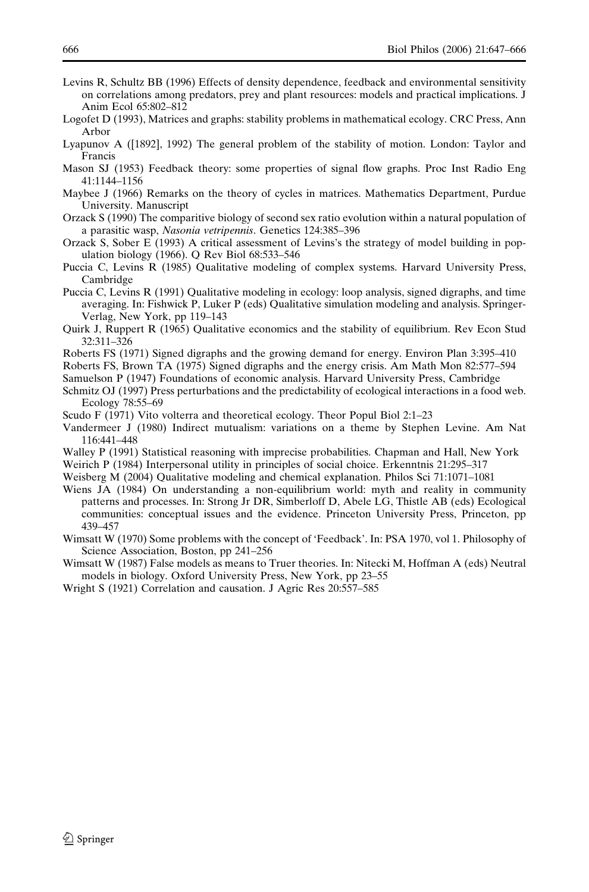Levins R, Schultz BB (1996) Effects of density dependence, feedback and environmental sensitivity on correlations among predators, prey and plant resources: models and practical implications. J Anim Ecol 65:802–812

Logofet D (1993), Matrices and graphs: stability problems in mathematical ecology. CRC Press, Ann Arbor

Lyapunov A ([1892], 1992) The general problem of the stability of motion. London: Taylor and Francis

Mason SJ (1953) Feedback theory: some properties of signal flow graphs. Proc Inst Radio Eng 41:1144–1156

Maybee J (1966) Remarks on the theory of cycles in matrices. Mathematics Department, Purdue University. Manuscript

Orzack S (1990) The comparitive biology of second sex ratio evolution within a natural population of a parasitic wasp, *Nasonia vetripennis*. Genetics 124:385–396

Orzack S, Sober E (1993) A critical assessment of Levins's the strategy of model building in population biology (1966). Q Rev Biol 68:533–546

Puccia C, Levins R (1985) Qualitative modeling of complex systems. Harvard University Press, Cambridge

Puccia C, Levins R (1991) Qualitative modeling in ecology: loop analysis, signed digraphs, and time averaging. In: Fishwick P, Luker P (eds) Qualitative simulation modeling and analysis. Springer-Verlag, New York, pp 119–143

Quirk J, Ruppert R (1965) Qualitative economics and the stability of equilibrium. Rev Econ Stud 32:311–326

Roberts FS (1971) Signed digraphs and the growing demand for energy. Environ Plan 3:395–410

Roberts FS, Brown TA (1975) Signed digraphs and the energy crisis. Am Math Mon 82:577–594

Samuelson P (1947) Foundations of economic analysis. Harvard University Press, Cambridge

Schmitz OJ (1997) Press perturbations and the predictability of ecological interactions in a food web. Ecology 78:55–69

Scudo F (1971) Vito volterra and theoretical ecology. Theor Popul Biol 2:1–23

Vandermeer J (1980) Indirect mutualism: variations on a theme by Stephen Levine. Am Nat 116:441–448

Walley P (1991) Statistical reasoning with imprecise probabilities. Chapman and Hall, New York

Weirich P (1984) Interpersonal utility in principles of social choice. Erkenntnis 21:295–317

Weisberg M (2004) Qualitative modeling and chemical explanation. Philos Sci 71:1071–1081

Wiens JA (1984) On understanding a non-equilibrium world: myth and reality in community patterns and processes. In: Strong Jr DR, Simberloff D, Abele LG, Thistle AB (eds) Ecological communities: conceptual issues and the evidence. Princeton University Press, Princeton, pp 439–457

Wimsatt W (1970) Some problems with the concept of 'Feedback'. In: PSA 1970, vol 1. Philosophy of Science Association, Boston, pp 241–256

Wimsatt W (1987) False models as means to Truer theories. In: Nitecki M, Hoffman A (eds) Neutral models in biology. Oxford University Press, New York, pp 23–55

Wright S (1921) Correlation and causation. J Agric Res 20:557–585